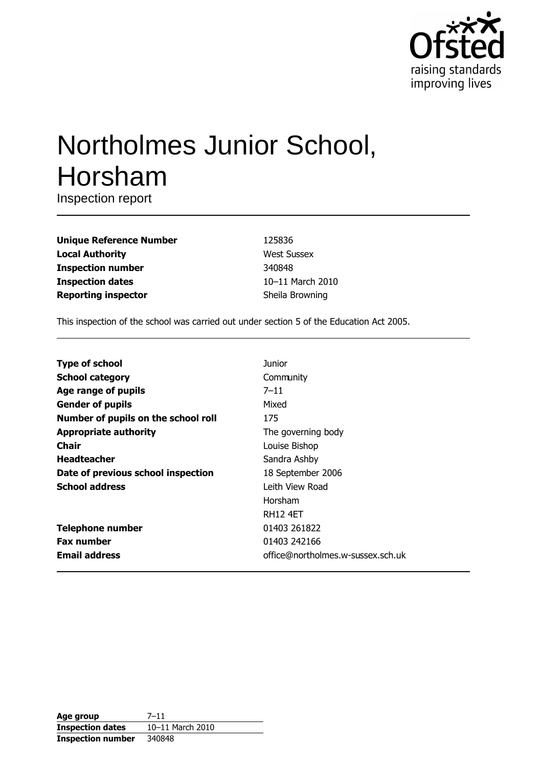# Northolmes Junior School, Horsham

Inspection report

| | |
|---|---|
| **Unique Reference Number** | 125836 |
| **Local Authority** | West Sussex |
| **Inspection number** | 340848 |
| **Inspection dates** | 10–11 March 2010 |
| **Reporting inspector** | Sheila Browning |

This inspection of the school was carried out under section 5 of the Education Act 2005.

| | |
|---|---|
| **Type of school** | Junior |
| **School category** | Community |
| **Age range of pupils** | 7–11 |
| **Gender of pupils** | Mixed |
| **Number of pupils on the school roll** | 175 |
| **Appropriate authority** | The governing body |
| **Chair** | Louise Bishop |
| **Headteacher** | Sandra Ashby |
| **Date of previous school inspection** | 18 September 2006 |
| **School address** | Leith View Road<br>Horsham<br>RH12 4ET |
| **Telephone number** | 01403 261822 |
| **Fax number** | 01403 242166 |
| **Email address** | office@northolmes.w-sussex.sch.uk |

| | |
|---|---|
| **Age group** | 7–11 |
| **Inspection dates** | 10–11 March 2010 |
| **Inspection number** | 340848 |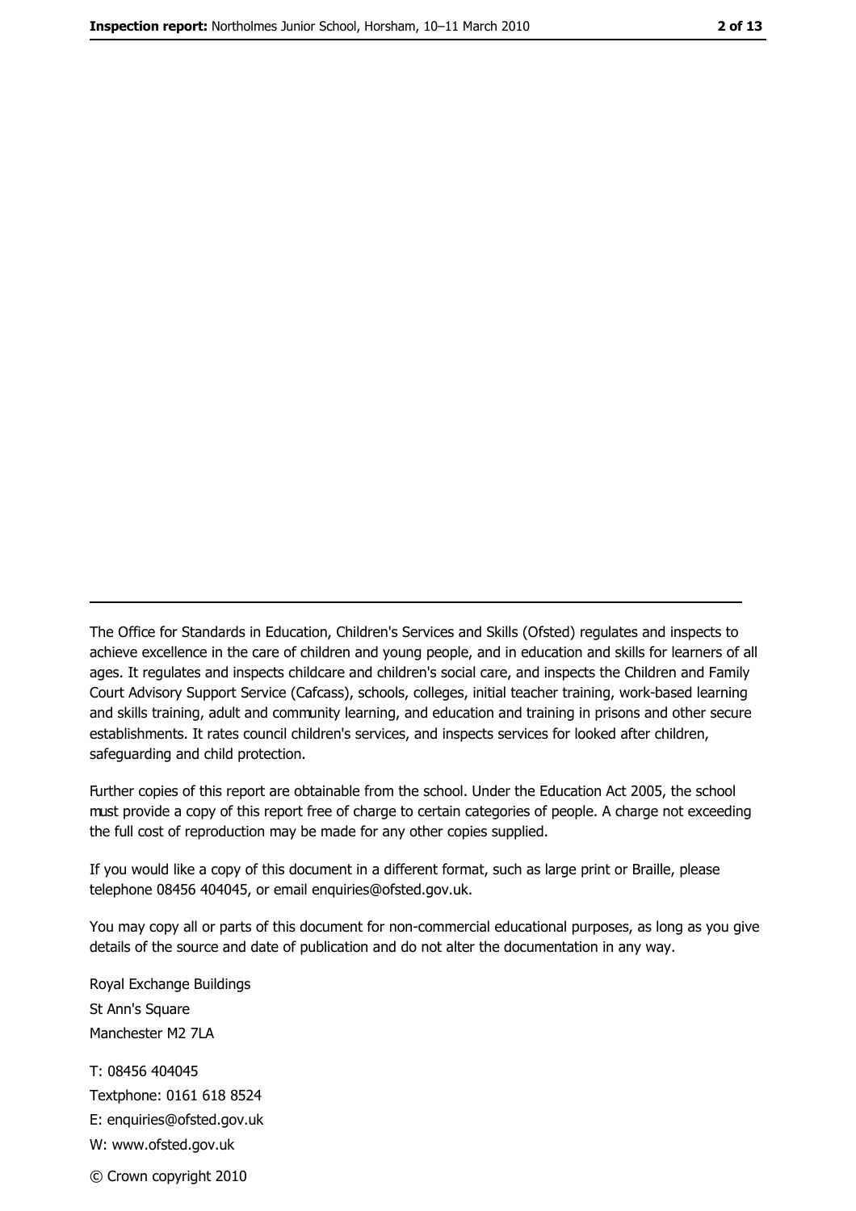The Office for Standards in Education, Children's Services and Skills (Ofsted) regulates and inspects to achieve excellence in the care of children and young people, and in education and skills for learners of all ages. It regulates and inspects childcare and children's social care, and inspects the Children and Family Court Advisory Support Service (Cafcass), schools, colleges, initial teacher training, work-based learning and skills training, adult and community learning, and education and training in prisons and other secure establishments. It rates council children's services, and inspects services for looked after children, safeguarding and child protection.

Further copies of this report are obtainable from the school. Under the Education Act 2005, the school must provide a copy of this report free of charge to certain categories of people. A charge not exceeding the full cost of reproduction may be made for any other copies supplied.

If you would like a copy of this document in a different format, such as large print or Braille, please telephone 08456 404045, or email enquiries@ofsted.gov.uk.

You may copy all or parts of this document for non-commercial educational purposes, as long as you give details of the source and date of publication and do not alter the documentation in any way.

Royal Exchange Buildings
St Ann's Square
Manchester M2 7LA

T: 08456 404045
Textphone: 0161 618 8524
E: enquiries@ofsted.gov.uk
W: www.ofsted.gov.uk

© Crown copyright 2010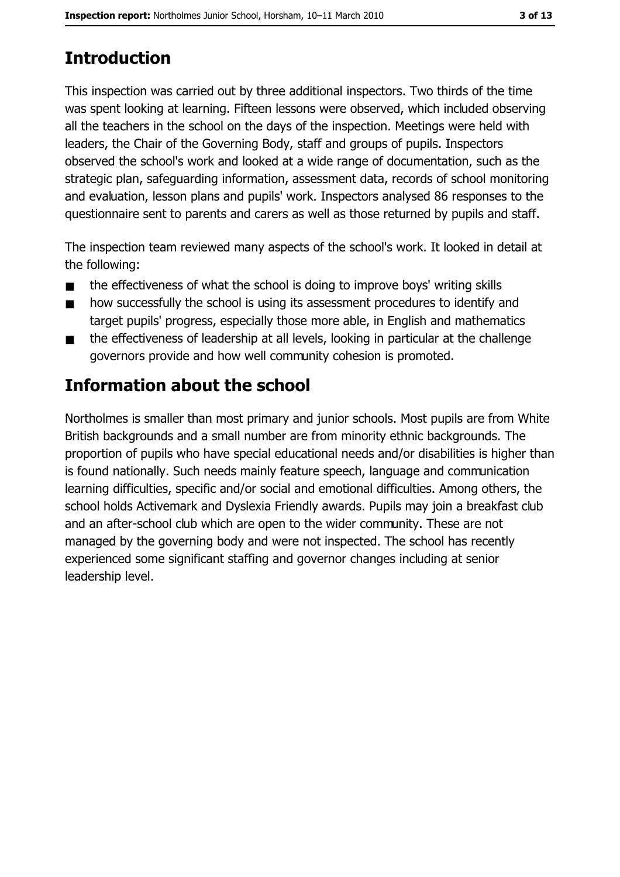## Introduction

This inspection was carried out by three additional inspectors. Two thirds of the time was spent looking at learning. Fifteen lessons were observed, which included observing all the teachers in the school on the days of the inspection. Meetings were held with leaders, the Chair of the Governing Body, staff and groups of pupils. Inspectors observed the school's work and looked at a wide range of documentation, such as the strategic plan, safeguarding information, assessment data, records of school monitoring and evaluation, lesson plans and pupils' work. Inspectors analysed 86 responses to the questionnaire sent to parents and carers as well as those returned by pupils and staff.

The inspection team reviewed many aspects of the school's work. It looked in detail at the following:

- the effectiveness of what the school is doing to improve boys' writing skills
- how successfully the school is using its assessment procedures to identify and target pupils' progress, especially those more able, in English and mathematics
- the effectiveness of leadership at all levels, looking in particular at the challenge governors provide and how well community cohesion is promoted.

## Information about the school

Northolmes is smaller than most primary and junior schools. Most pupils are from White British backgrounds and a small number are from minority ethnic backgrounds. The proportion of pupils who have special educational needs and/or disabilities is higher than is found nationally. Such needs mainly feature speech, language and communication learning difficulties, specific and/or social and emotional difficulties. Among others, the school holds Activemark and Dyslexia Friendly awards. Pupils may join a breakfast club and an after-school club which are open to the wider community. These are not managed by the governing body and were not inspected. The school has recently experienced some significant staffing and governor changes including at senior leadership level.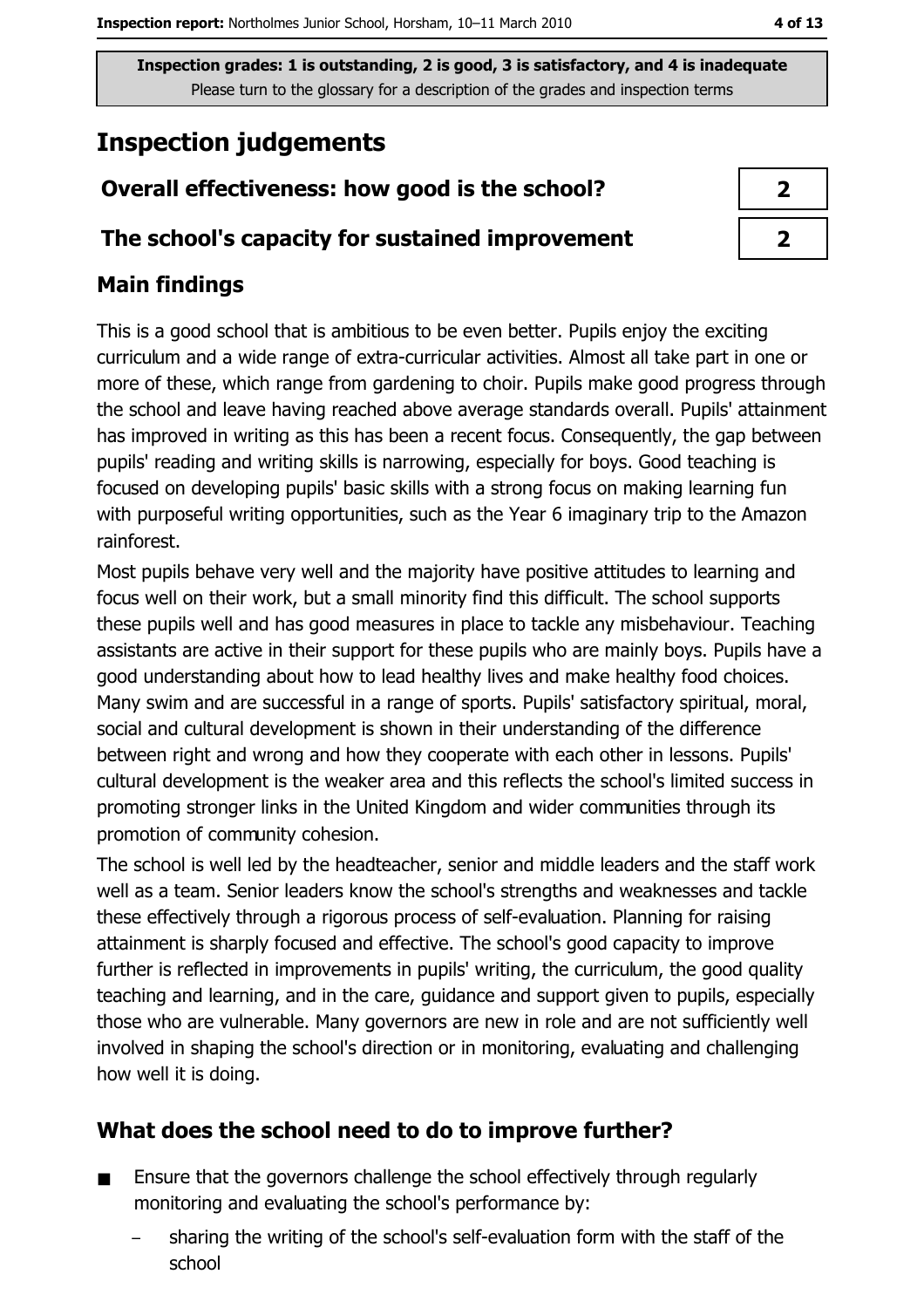Inspection grades: 1 is outstanding, 2 is good, 3 is satisfactory, and 4 is inadequate
Please turn to the glossary for a description of the grades and inspection terms

# Inspection judgements

| Overall effectiveness: how good is the school? | 2 |
| --- | --- |
| The school's capacity for sustained improvement | 2 |

## Main findings

This is a good school that is ambitious to be even better. Pupils enjoy the exciting curriculum and a wide range of extra-curricular activities. Almost all take part in one or more of these, which range from gardening to choir. Pupils make good progress through the school and leave having reached above average standards overall. Pupils' attainment has improved in writing as this has been a recent focus. Consequently, the gap between pupils' reading and writing skills is narrowing, especially for boys. Good teaching is focused on developing pupils' basic skills with a strong focus on making learning fun with purposeful writing opportunities, such as the Year 6 imaginary trip to the Amazon rainforest.

Most pupils behave very well and the majority have positive attitudes to learning and focus well on their work, but a small minority find this difficult. The school supports these pupils well and has good measures in place to tackle any misbehaviour. Teaching assistants are active in their support for these pupils who are mainly boys. Pupils have a good understanding about how to lead healthy lives and make healthy food choices. Many swim and are successful in a range of sports. Pupils' satisfactory spiritual, moral, social and cultural development is shown in their understanding of the difference between right and wrong and how they cooperate with each other in lessons. Pupils' cultural development is the weaker area and this reflects the school's limited success in promoting stronger links in the United Kingdom and wider communities through its promotion of community cohesion.

The school is well led by the headteacher, senior and middle leaders and the staff work well as a team. Senior leaders know the school's strengths and weaknesses and tackle these effectively through a rigorous process of self-evaluation. Planning for raising attainment is sharply focused and effective. The school's good capacity to improve further is reflected in improvements in pupils' writing, the curriculum, the good quality teaching and learning, and in the care, guidance and support given to pupils, especially those who are vulnerable. Many governors are new in role and are not sufficiently well involved in shaping the school's direction or in monitoring, evaluating and challenging how well it is doing.

## What does the school need to do to improve further?

- Ensure that the governors challenge the school effectively through regularly monitoring and evaluating the school's performance by:
  - sharing the writing of the school's self-evaluation form with the staff of the school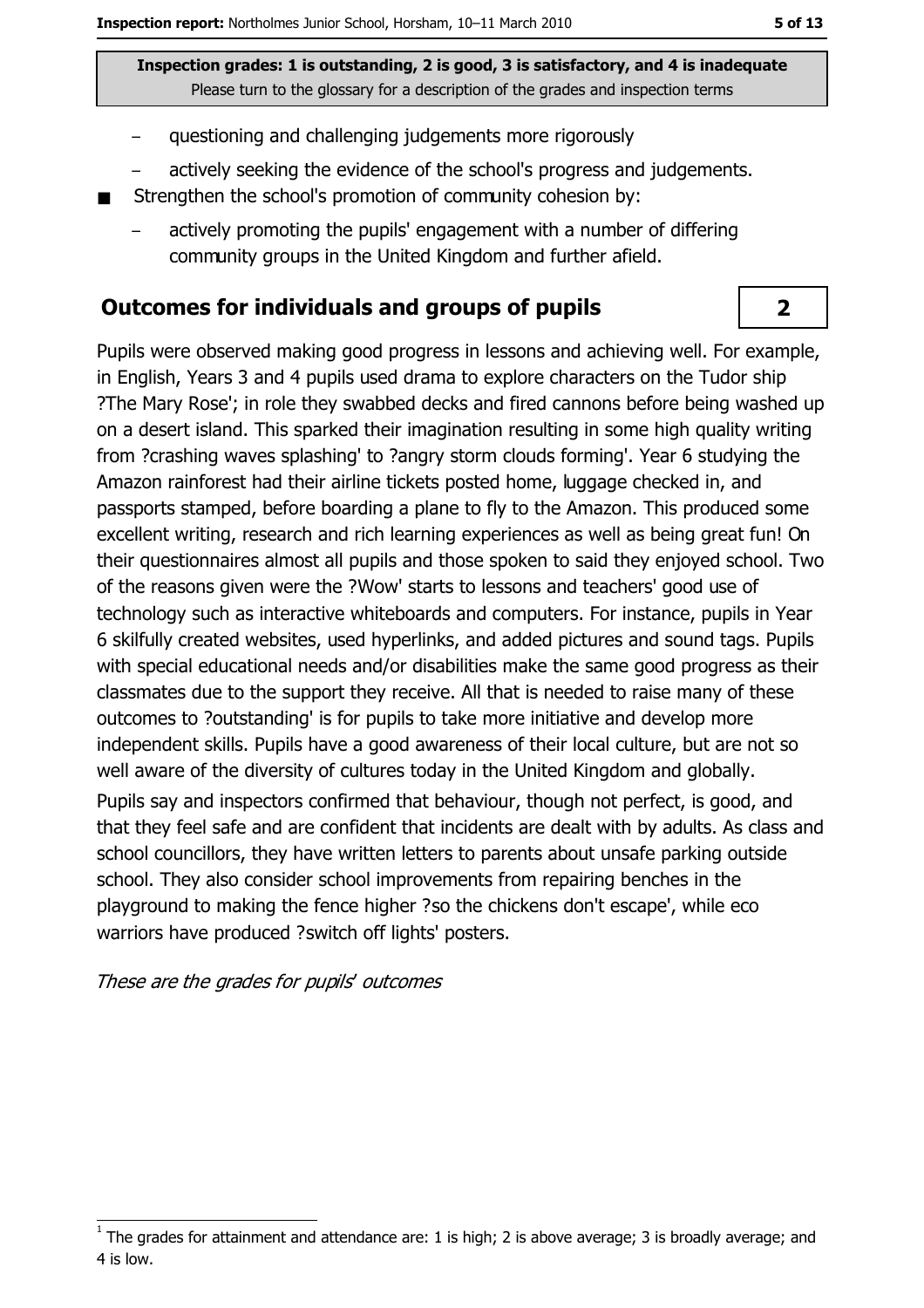- questioning and challenging judgements more rigorously
- actively seeking the evidence of the school's progress and judgements.

- Strengthen the school's promotion of community cohesion by:
  - actively promoting the pupils' engagement with a number of differing community groups in the United Kingdom and further afield.

## Outcomes for individuals and groups of pupils

**2**

Pupils were observed making good progress in lessons and achieving well. For example, in English, Years 3 and 4 pupils used drama to explore characters on the Tudor ship ?The Mary Rose'; in role they swabbed decks and fired cannons before being washed up on a desert island. This sparked their imagination resulting in some high quality writing from ?crashing waves splashing' to ?angry storm clouds forming'. Year 6 studying the Amazon rainforest had their airline tickets posted home, luggage checked in, and passports stamped, before boarding a plane to fly to the Amazon. This produced some excellent writing, research and rich learning experiences as well as being great fun! On their questionnaires almost all pupils and those spoken to said they enjoyed school. Two of the reasons given were the ?Wow' starts to lessons and teachers' good use of technology such as interactive whiteboards and computers. For instance, pupils in Year 6 skilfully created websites, used hyperlinks, and added pictures and sound tags. Pupils with special educational needs and/or disabilities make the same good progress as their classmates due to the support they receive. All that is needed to raise many of these outcomes to ?outstanding' is for pupils to take more initiative and develop more independent skills. Pupils have a good awareness of their local culture, but are not so well aware of the diversity of cultures today in the United Kingdom and globally.

Pupils say and inspectors confirmed that behaviour, though not perfect, is good, and that they feel safe and are confident that incidents are dealt with by adults. As class and school councillors, they have written letters to parents about unsafe parking outside school. They also consider school improvements from repairing benches in the playground to making the fence higher ?so the chickens don't escape', while eco warriors have produced ?switch off lights' posters.

*These are the grades for pupils' outcomes*

[1] The grades for attainment and attendance are: 1 is high; 2 is above average; 3 is broadly average; and 4 is low.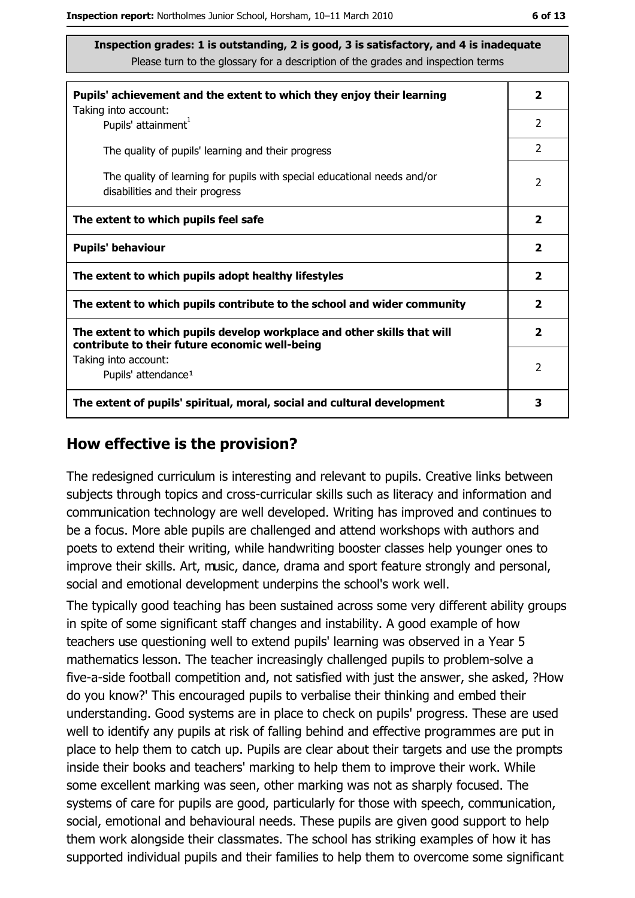**Inspection grades: 1 is outstanding, 2 is good, 3 is satisfactory, and 4 is inadequate**
Please turn to the glossary for a description of the grades and inspection terms

| | |
|---|---|
| **Pupils' achievement and the extent to which they enjoy their learning** | **2** |
| Taking into account: Pupils' attainment[1] | 2 |
| The quality of pupils' learning and their progress | 2 |
| The quality of learning for pupils with special educational needs and/or disabilities and their progress | 2 |
| **The extent to which pupils feel safe** | **2** |
| **Pupils' behaviour** | **2** |
| **The extent to which pupils adopt healthy lifestyles** | **2** |
| **The extent to which pupils contribute to the school and wider community** | **2** |
| **The extent to which pupils develop workplace and other skills that will contribute to their future economic well-being** | **2** |
| Taking into account: Pupils' attendance[1] | 2 |
| **The extent of pupils' spiritual, moral, social and cultural development** | **3** |

## How effective is the provision?

The redesigned curriculum is interesting and relevant to pupils. Creative links between subjects through topics and cross-curricular skills such as literacy and information and communication technology are well developed. Writing has improved and continues to be a focus. More able pupils are challenged and attend workshops with authors and poets to extend their writing, while handwriting booster classes help younger ones to improve their skills. Art, music, dance, drama and sport feature strongly and personal, social and emotional development underpins the school's work well.

The typically good teaching has been sustained across some very different ability groups in spite of some significant staff changes and instability. A good example of how teachers use questioning well to extend pupils' learning was observed in a Year 5 mathematics lesson. The teacher increasingly challenged pupils to problem-solve a five-a-side football competition and, not satisfied with just the answer, she asked, ?How do you know?' This encouraged pupils to verbalise their thinking and embed their understanding. Good systems are in place to check on pupils' progress. These are used well to identify any pupils at risk of falling behind and effective programmes are put in place to help them to catch up. Pupils are clear about their targets and use the prompts inside their books and teachers' marking to help them to improve their work. While some excellent marking was seen, other marking was not as sharply focused. The systems of care for pupils are good, particularly for those with speech, communication, social, emotional and behavioural needs. These pupils are given good support to help them work alongside their classmates. The school has striking examples of how it has supported individual pupils and their families to help them to overcome some significant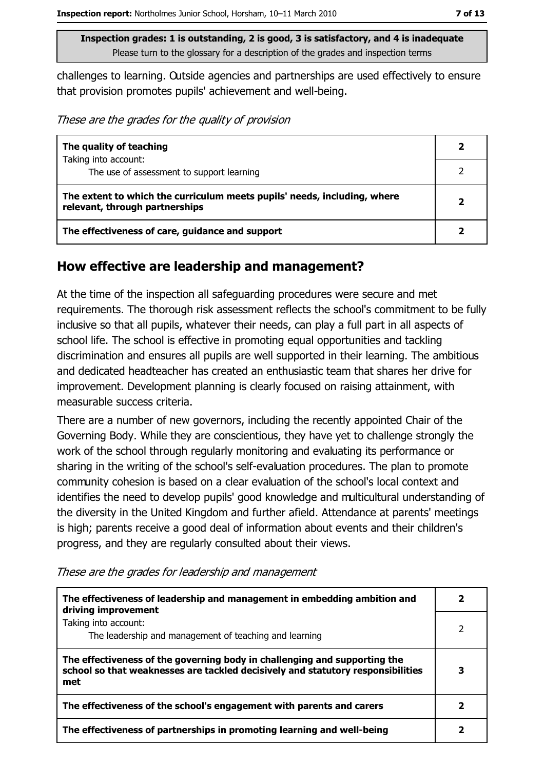Inspection grades: 1 is outstanding, 2 is good, 3 is satisfactory, and 4 is inadequate
Please turn to the glossary for a description of the grades and inspection terms

challenges to learning. Outside agencies and partnerships are used effectively to ensure that provision promotes pupils' achievement and well-being.

*These are the grades for the quality of provision*

| | |
|---|---|
| **The quality of teaching** | **2** |
| Taking into account: The use of assessment to support learning | 2 |
| **The extent to which the curriculum meets pupils' needs, including, where relevant, through partnerships** | **2** |
| **The effectiveness of care, guidance and support** | **2** |

## How effective are leadership and management?

At the time of the inspection all safeguarding procedures were secure and met requirements. The thorough risk assessment reflects the school's commitment to be fully inclusive so that all pupils, whatever their needs, can play a full part in all aspects of school life. The school is effective in promoting equal opportunities and tackling discrimination and ensures all pupils are well supported in their learning. The ambitious and dedicated headteacher has created an enthusiastic team that shares her drive for improvement. Development planning is clearly focused on raising attainment, with measurable success criteria.

There are a number of new governors, including the recently appointed Chair of the Governing Body. While they are conscientious, they have yet to challenge strongly the work of the school through regularly monitoring and evaluating its performance or sharing in the writing of the school's self-evaluation procedures. The plan to promote community cohesion is based on a clear evaluation of the school's local context and identifies the need to develop pupils' good knowledge and multicultural understanding of the diversity in the United Kingdom and further afield. Attendance at parents' meetings is high; parents receive a good deal of information about events and their children's progress, and they are regularly consulted about their views.

*These are the grades for leadership and management*

| | |
|---|---|
| **The effectiveness of leadership and management in embedding ambition and driving improvement** | **2** |
| Taking into account: The leadership and management of teaching and learning | 2 |
| **The effectiveness of the governing body in challenging and supporting the school so that weaknesses are tackled decisively and statutory responsibilities met** | **3** |
| **The effectiveness of the school's engagement with parents and carers** | **2** |
| **The effectiveness of partnerships in promoting learning and well-being** | **2** |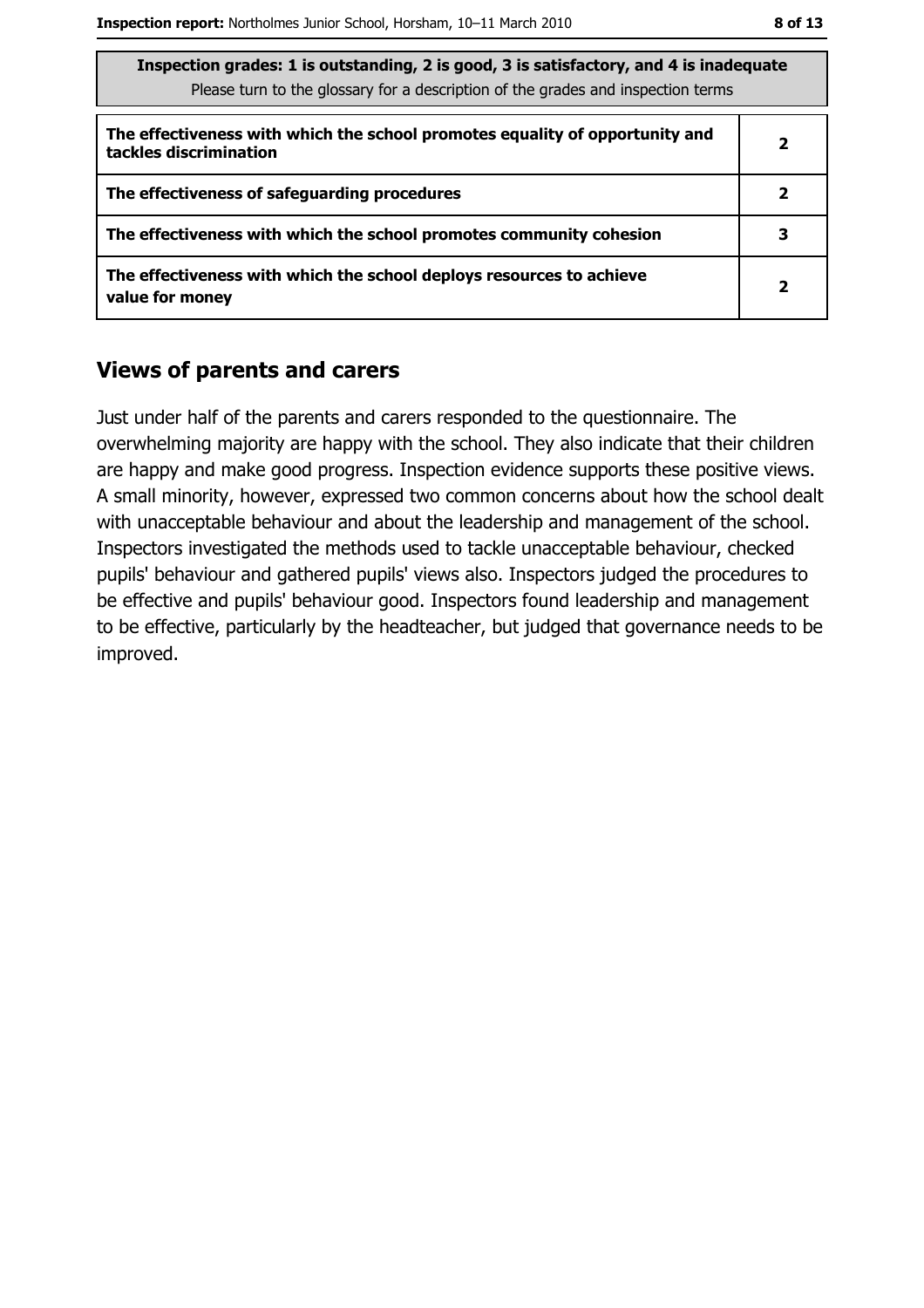| Inspection grades: 1 is outstanding, 2 is good, 3 is satisfactory, and 4 is inadequate<br>Please turn to the glossary for a description of the grades and inspection terms | |
|---|---|
| **The effectiveness with which the school promotes equality of opportunity and tackles discrimination** | **2** |
| **The effectiveness of safeguarding procedures** | **2** |
| **The effectiveness with which the school promotes community cohesion** | **3** |
| **The effectiveness with which the school deploys resources to achieve value for money** | **2** |

## Views of parents and carers

Just under half of the parents and carers responded to the questionnaire. The overwhelming majority are happy with the school. They also indicate that their children are happy and make good progress. Inspection evidence supports these positive views. A small minority, however, expressed two common concerns about how the school dealt with unacceptable behaviour and about the leadership and management of the school. Inspectors investigated the methods used to tackle unacceptable behaviour, checked pupils' behaviour and gathered pupils' views also. Inspectors judged the procedures to be effective and pupils' behaviour good. Inspectors found leadership and management to be effective, particularly by the headteacher, but judged that governance needs to be improved.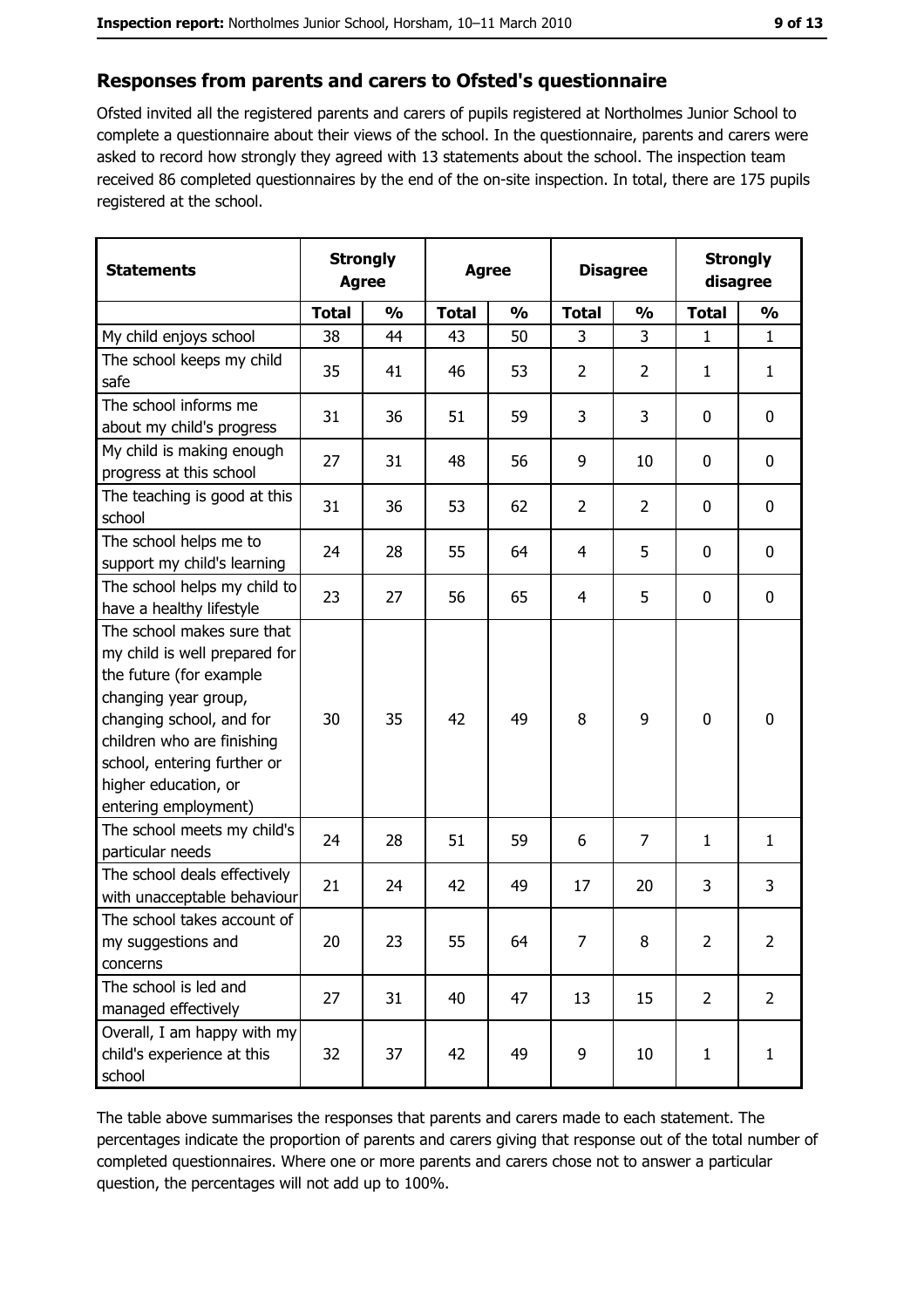## Responses from parents and carers to Ofsted's questionnaire

Ofsted invited all the registered parents and carers of pupils registered at Northolmes Junior School to complete a questionnaire about their views of the school. In the questionnaire, parents and carers were asked to record how strongly they agreed with 13 statements about the school. The inspection team received 86 completed questionnaires by the end of the on-site inspection. In total, there are 175 pupils registered at the school.

| Statements | Strongly Agree | | Agree | | Disagree | | Strongly disagree | |
|---|---|---|---|---|---|---|---|---|
| | Total | % | Total | % | Total | % | Total | % |
| My child enjoys school | 38 | 44 | 43 | 50 | 3 | 3 | 1 | 1 |
| The school keeps my child safe | 35 | 41 | 46 | 53 | 2 | 2 | 1 | 1 |
| The school informs me about my child's progress | 31 | 36 | 51 | 59 | 3 | 3 | 0 | 0 |
| My child is making enough progress at this school | 27 | 31 | 48 | 56 | 9 | 10 | 0 | 0 |
| The teaching is good at this school | 31 | 36 | 53 | 62 | 2 | 2 | 0 | 0 |
| The school helps me to support my child's learning | 24 | 28 | 55 | 64 | 4 | 5 | 0 | 0 |
| The school helps my child to have a healthy lifestyle | 23 | 27 | 56 | 65 | 4 | 5 | 0 | 0 |
| The school makes sure that my child is well prepared for the future (for example changing year group, changing school, and for children who are finishing school, entering further or higher education, or entering employment) | 30 | 35 | 42 | 49 | 8 | 9 | 0 | 0 |
| The school meets my child's particular needs | 24 | 28 | 51 | 59 | 6 | 7 | 1 | 1 |
| The school deals effectively with unacceptable behaviour | 21 | 24 | 42 | 49 | 17 | 20 | 3 | 3 |
| The school takes account of my suggestions and concerns | 20 | 23 | 55 | 64 | 7 | 8 | 2 | 2 |
| The school is led and managed effectively | 27 | 31 | 40 | 47 | 13 | 15 | 2 | 2 |
| Overall, I am happy with my child's experience at this school | 32 | 37 | 42 | 49 | 9 | 10 | 1 | 1 |

The table above summarises the responses that parents and carers made to each statement. The percentages indicate the proportion of parents and carers giving that response out of the total number of completed questionnaires. Where one or more parents and carers chose not to answer a particular question, the percentages will not add up to 100%.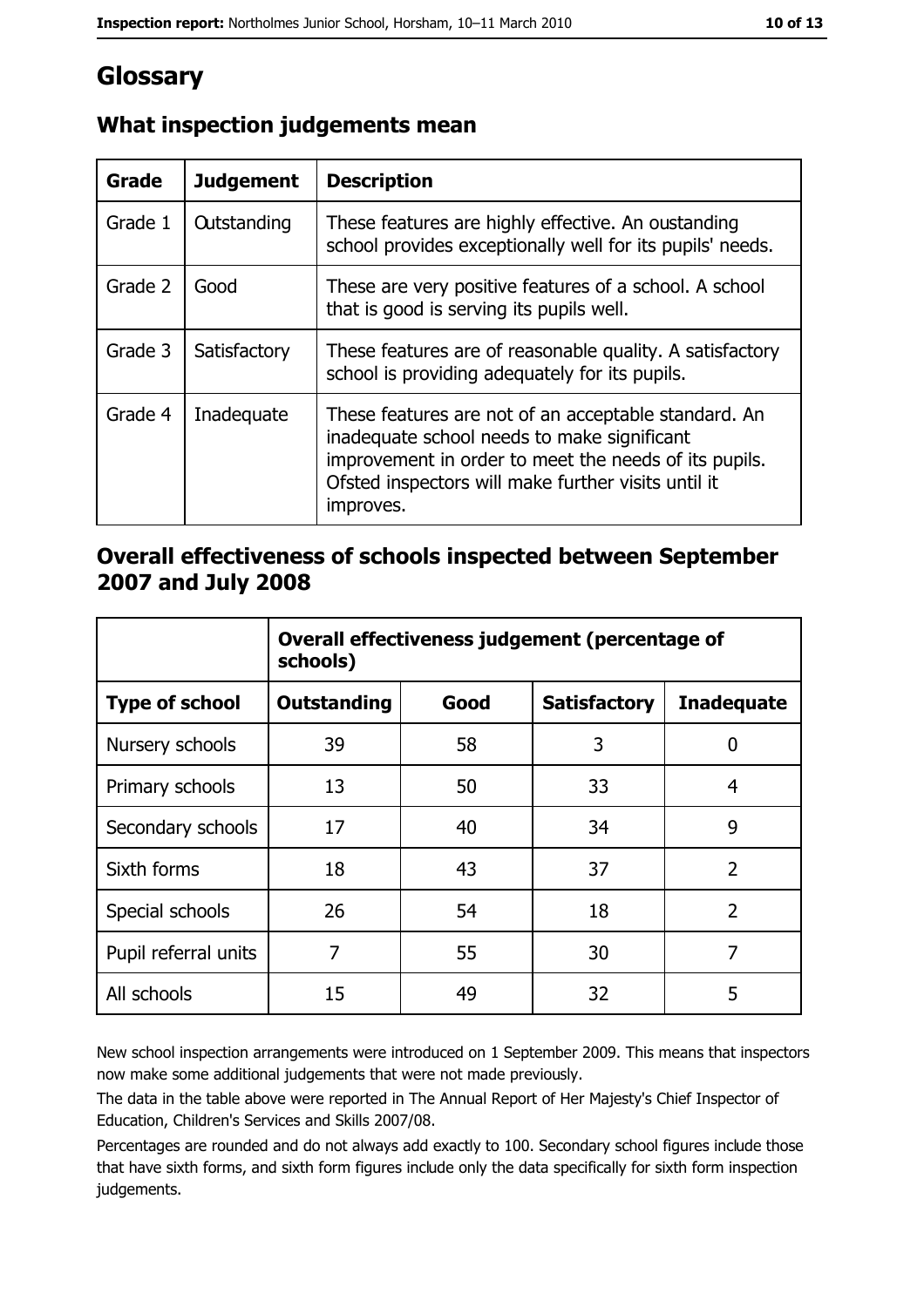# Glossary

## What inspection judgements mean

| Grade | Judgement | Description |
| --- | --- | --- |
| Grade 1 | Outstanding | These features are highly effective. An oustanding school provides exceptionally well for its pupils' needs. |
| Grade 2 | Good | These are very positive features of a school. A school that is good is serving its pupils well. |
| Grade 3 | Satisfactory | These features are of reasonable quality. A satisfactory school is providing adequately for its pupils. |
| Grade 4 | Inadequate | These features are not of an acceptable standard. An inadequate school needs to make significant improvement in order to meet the needs of its pupils. Ofsted inspectors will make further visits until it improves. |

## Overall effectiveness of schools inspected between September 2007 and July 2008

| | Overall effectiveness judgement (percentage of schools) | | | |
| --- | --- | --- | --- | --- |
| **Type of school** | **Outstanding** | **Good** | **Satisfactory** | **Inadequate** |
| Nursery schools | 39 | 58 | 3 | 0 |
| Primary schools | 13 | 50 | 33 | 4 |
| Secondary schools | 17 | 40 | 34 | 9 |
| Sixth forms | 18 | 43 | 37 | 2 |
| Special schools | 26 | 54 | 18 | 2 |
| Pupil referral units | 7 | 55 | 30 | 7 |
| All schools | 15 | 49 | 32 | 5 |

New school inspection arrangements were introduced on 1 September 2009. This means that inspectors now make some additional judgements that were not made previously.

The data in the table above were reported in The Annual Report of Her Majesty's Chief Inspector of Education, Children's Services and Skills 2007/08.

Percentages are rounded and do not always add exactly to 100. Secondary school figures include those that have sixth forms, and sixth form figures include only the data specifically for sixth form inspection judgements.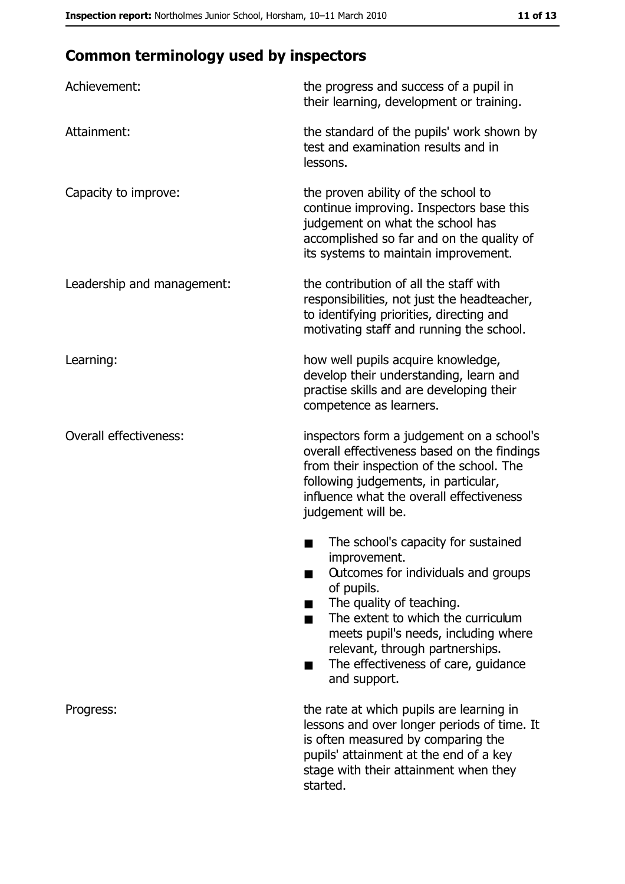## Common terminology used by inspectors

**Achievement:** the progress and success of a pupil in their learning, development or training.

**Attainment:** the standard of the pupils' work shown by test and examination results and in lessons.

**Capacity to improve:** the proven ability of the school to continue improving. Inspectors base this judgement on what the school has accomplished so far and on the quality of its systems to maintain improvement.

**Leadership and management:** the contribution of all the staff with responsibilities, not just the headteacher, to identifying priorities, directing and motivating staff and running the school.

**Learning:** how well pupils acquire knowledge, develop their understanding, learn and practise skills and are developing their competence as learners.

**Overall effectiveness:** inspectors form a judgement on a school's overall effectiveness based on the findings from their inspection of the school. The following judgements, in particular, influence what the overall effectiveness judgement will be.

- The school's capacity for sustained improvement.
- Outcomes for individuals and groups of pupils.
- The quality of teaching.
- The extent to which the curriculum meets pupil's needs, including where relevant, through partnerships.
- The effectiveness of care, guidance and support.

**Progress:** the rate at which pupils are learning in lessons and over longer periods of time. It is often measured by comparing the pupils' attainment at the end of a key stage with their attainment when they started.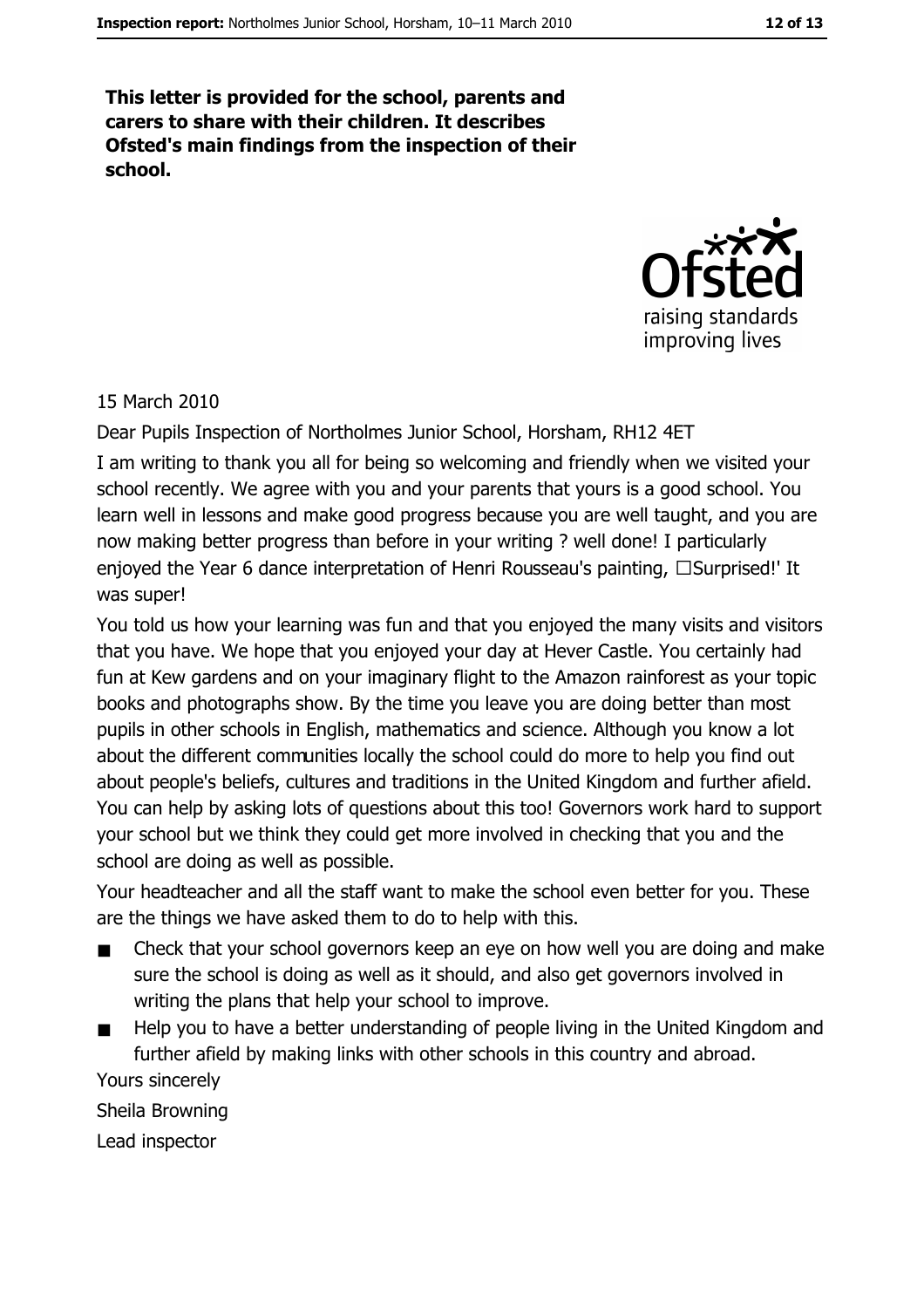**This letter is provided for the school, parents and carers to share with their children. It describes Ofsted's main findings from the inspection of their school.**

15 March 2010

Dear Pupils Inspection of Northolmes Junior School, Horsham, RH12 4ET

I am writing to thank you all for being so welcoming and friendly when we visited your school recently. We agree with you and your parents that yours is a good school. You learn well in lessons and make good progress because you are well taught, and you are now making better progress than before in your writing ? well done! I particularly enjoyed the Year 6 dance interpretation of Henri Rousseau's painting, □Surprised!' It was super!

You told us how your learning was fun and that you enjoyed the many visits and visitors that you have. We hope that you enjoyed your day at Hever Castle. You certainly had fun at Kew gardens and on your imaginary flight to the Amazon rainforest as your topic books and photographs show. By the time you leave you are doing better than most pupils in other schools in English, mathematics and science. Although you know a lot about the different communities locally the school could do more to help you find out about people's beliefs, cultures and traditions in the United Kingdom and further afield. You can help by asking lots of questions about this too! Governors work hard to support your school but we think they could get more involved in checking that you and the school are doing as well as possible.

Your headteacher and all the staff want to make the school even better for you. These are the things we have asked them to do to help with this.

- Check that your school governors keep an eye on how well you are doing and make sure the school is doing as well as it should, and also get governors involved in writing the plans that help your school to improve.
- Help you to have a better understanding of people living in the United Kingdom and further afield by making links with other schools in this country and abroad.

Yours sincerely

Sheila Browning

Lead inspector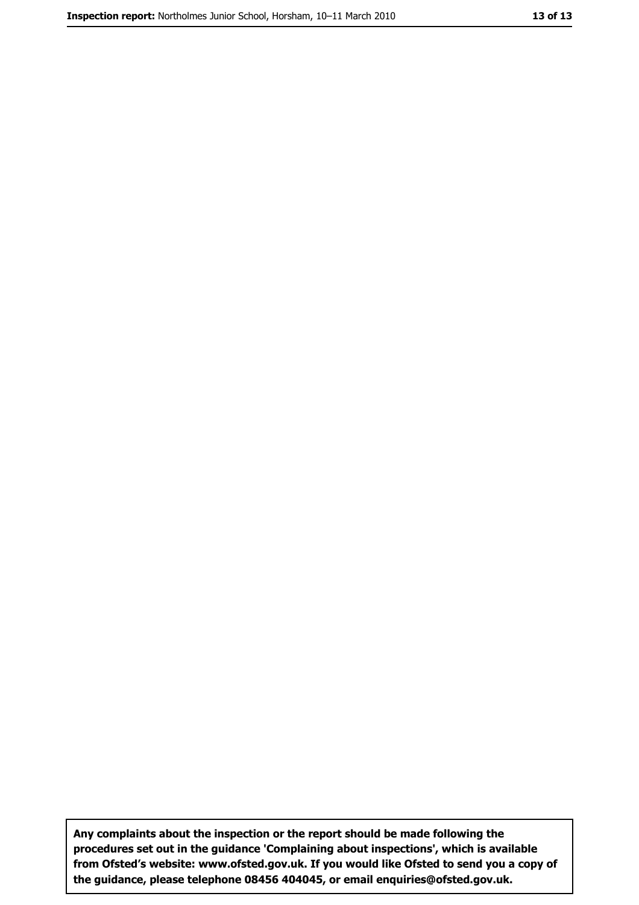**Any complaints about the inspection or the report should be made following the procedures set out in the guidance 'Complaining about inspections', which is available from Ofsted's website: www.ofsted.gov.uk. If you would like Ofsted to send you a copy of the guidance, please telephone 08456 404045, or email enquiries@ofsted.gov.uk.**